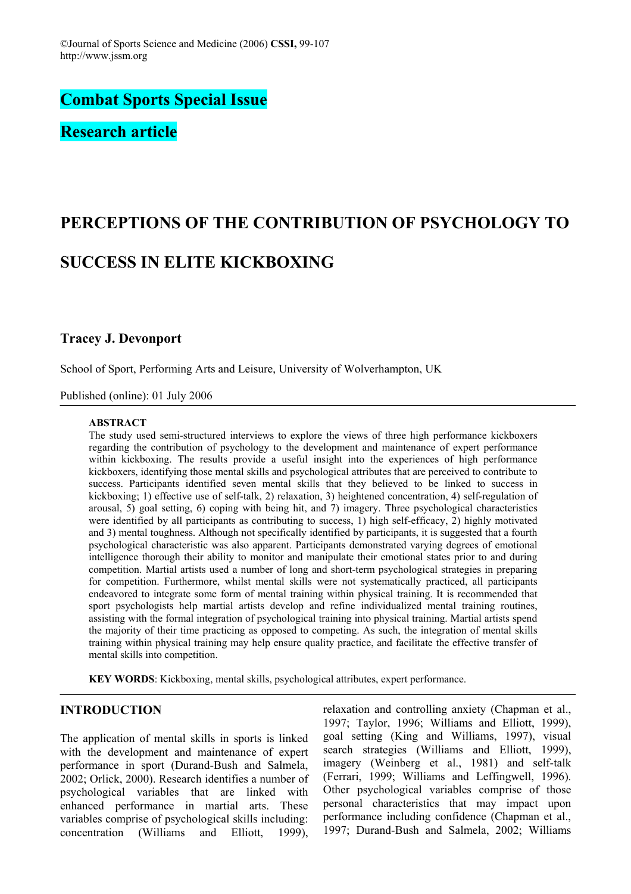## Combat Sports Special Issue

## Research article

# PERCEPTIONS OF THE CONTRIBUTION OF PSYCHOLOGY TO SUCCESS IN ELITE KICKBOXING

**Tracey J. Devonport**

School of Sport, Performing Arts and Leisure, University of Wolverhampton, UK

Published (online): 01 July 2006

**ABSTRACT**

The study used semi-structured interviews to explore the views of three high performance kickboxers regarding the contribution of psychology to the development and maintenance of expert performance within kickboxing. The results provide a useful insight into the experiences of high performance kickboxers, identifying those mental skills and psychological attributes that are perceived to contribute to success. Participants identified seven mental skills that they believed to be linked to success in kickboxing; 1) effective use of self-talk, 2) relaxation, 3) heightened concentration, 4) self-regulation of arousal, 5) goal setting, 6) coping with being hit, and 7) imagery. Three psychological characteristics were identified by all participants as contributing to success, 1) high self-efficacy, 2) highly motivated and 3) mental toughness. Although not specifically identified by participants, it is suggested that a fourth psychological characteristic was also apparent. Participants demonstrated varying degrees of emotional intelligence thorough their ability to monitor and manipulate their emotional states prior to and during competition. Martial artists used a number of long and short-term psychological strategies in preparing for competition. Furthermore, whilst mental skills were not systematically practiced, all participants endeavored to integrate some form of mental training within physical training. It is recommended that sport psychologists help martial artists develop and refine individualized mental training routines, assisting with the formal integration of psychological training into physical training. Martial artists spend the majority of their time practicing as opposed to competing. As such, the integration of mental skills training within physical training may help ensure quality practice, and facilitate the effective transfer of mental skills into competition.

**KEY WORDS**: Kickboxing, mental skills, psychological attributes, expert performance.

## INTRODUCTION

The application of mental skills in sports is linked with the development and maintenance of expert performance in sport (Durand-Bush and Salmela, 2002; Orlick, 2000). Research identifies a number of psychological variables that are linked with enhanced performance in martial arts. These variables comprise of psychological skills including: concentration (Williams and Elliott, 1999), relaxation and controlling anxiety (Chapman et al., 1997; Taylor, 1996; Williams and Elliott, 1999), goal setting (King and Williams, 1997), visual search strategies (Williams and Elliott, 1999), imagery (Weinberg et al., 1981) and self-talk (Ferrari, 1999; Williams and Leffingwell, 1996). Other psychological variables comprise of those personal characteristics that may impact upon performance including confidence (Chapman et al., 1997; Durand-Bush and Salmela, 2002; Williams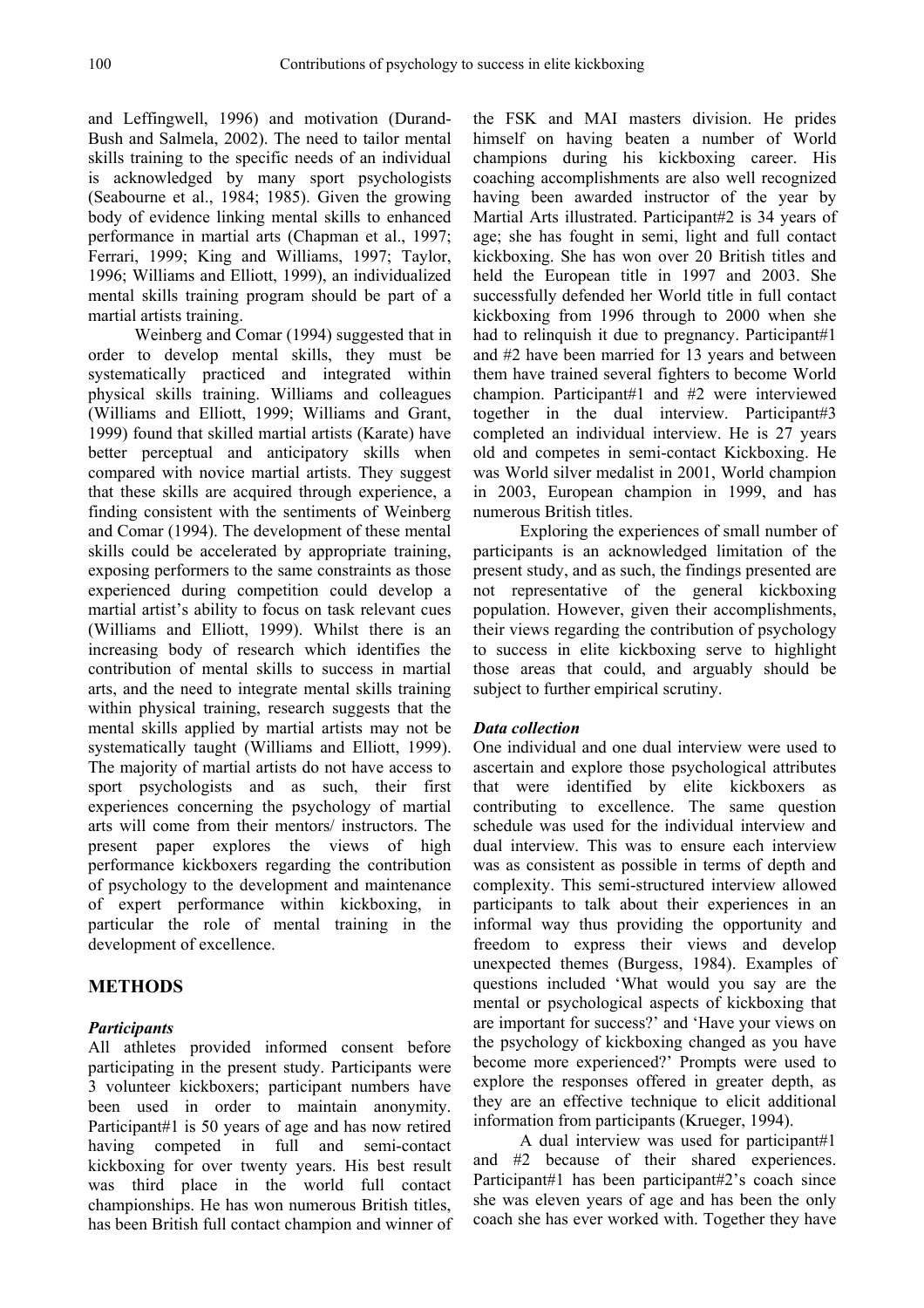and Leffingwell, 1996) and motivation (Durand-Bush and Salmela, 2002). The need to tailor mental skills training to the specific needs of an individual is acknowledged by many sport psychologists (Seabourne et al., 1984; 1985). Given the growing body of evidence linking mental skills to enhanced performance in martial arts (Chapman et al., 1997; Ferrari, 1999; King and Williams, 1997; Taylor, 1996; Williams and Elliott, 1999), an individualized mental skills training program should be part of a martial artists training.

Weinberg and Comar (1994) suggested that in order to develop mental skills, they must be systematically practiced and integrated within physical skills training. Williams and colleagues (Williams and Elliott, 1999; Williams and Grant, 1999) found that skilled martial artists (Karate) have better perceptual and anticipatory skills when compared with novice martial artists. They suggest that these skills are acquired through experience, a finding consistent with the sentiments of Weinberg and Comar (1994). The development of these mental skills could be accelerated by appropriate training, exposing performers to the same constraints as those experienced during competition could develop a martial artist's ability to focus on task relevant cues (Williams and Elliott, 1999). Whilst there is an increasing body of research which identifies the contribution of mental skills to success in martial arts, and the need to integrate mental skills training within physical training, research suggests that the mental skills applied by martial artists may not be systematically taught (Williams and Elliott, 1999). The majority of martial artists do not have access to sport psychologists and as such, their first experiences concerning the psychology of martial arts will come from their mentors/ instructors. The present paper explores the views of high performance kickboxers regarding the contribution of psychology to the development and maintenance of expert performance within kickboxing, in particular the role of mental training in the development of excellence.

## METHODS

### *Participants*

All athletes provided informed consent before participating in the present study. Participants were 3 volunteer kickboxers; participant numbers have been used in order to maintain anonymity. Participant#1 is 50 years of age and has now retired having competed in full and semi-contact kickboxing for over twenty years. His best result was third place in the world full contact championships. He has won numerous British titles, has been British full contact champion and winner of the FSK and MAI masters division. He prides himself on having beaten a number of World champions during his kickboxing career. His coaching accomplishments are also well recognized having been awarded instructor of the year by Martial Arts illustrated. Participant#2 is 34 years of age; she has fought in semi, light and full contact kickboxing. She has won over 20 British titles and held the European title in 1997 and 2003. She successfully defended her World title in full contact kickboxing from 1996 through to 2000 when she had to relinquish it due to pregnancy. Participant#1 and #2 have been married for 13 years and between them have trained several fighters to become World champion. Participant#1 and #2 were interviewed together in the dual interview. Participant#3 completed an individual interview. He is 27 years old and competes in semi-contact Kickboxing. He was World silver medalist in 2001, World champion in 2003, European champion in 1999, and has numerous British titles.

Exploring the experiences of small number of participants is an acknowledged limitation of the present study, and as such, the findings presented are not representative of the general kickboxing population. However, given their accomplishments, their views regarding the contribution of psychology to success in elite kickboxing serve to highlight those areas that could, and arguably should be subject to further empirical scrutiny.

### *Data collection*

One individual and one dual interview were used to ascertain and explore those psychological attributes that were identified by elite kickboxers as contributing to excellence. The same question schedule was used for the individual interview and dual interview. This was to ensure each interview was as consistent as possible in terms of depth and complexity. This semi-structured interview allowed participants to talk about their experiences in an informal way thus providing the opportunity and freedom to express their views and develop unexpected themes (Burgess, 1984). Examples of questions included 'What would you say are the mental or psychological aspects of kickboxing that are important for success?' and 'Have your views on the psychology of kickboxing changed as you have become more experienced?' Prompts were used to explore the responses offered in greater depth, as they are an effective technique to elicit additional information from participants (Krueger, 1994).

A dual interview was used for participant#1 and #2 because of their shared experiences. Participant#1 has been participant#2's coach since she was eleven years of age and has been the only coach she has ever worked with. Together they have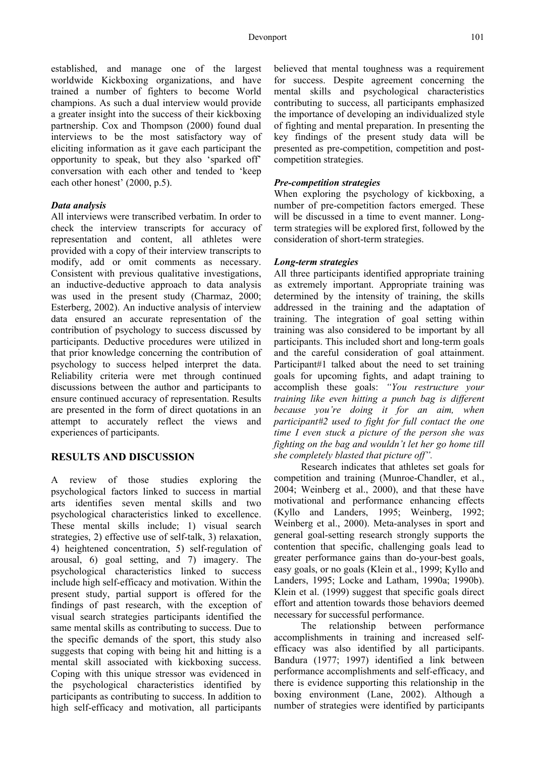established, and manage one of the largest worldwide Kickboxing organizations, and have trained a number of fighters to become World champions. As such a dual interview would provide a greater insight into the success of their kickboxing partnership. Cox and Thompson (2000) found dual interviews to be the most satisfactory way of eliciting information as it gave each participant the opportunity to speak, but they also 'sparked off' conversation with each other and tended to 'keep each other honest' (2000, p.5).

***Data analysis***

All interviews were transcribed verbatim. In order to check the interview transcripts for accuracy of representation and content, all athletes were provided with a copy of their interview transcripts to modify, add or omit comments as necessary. Consistent with previous qualitative investigations, an inductive-deductive approach to data analysis was used in the present study (Charmaz, 2000; Esterberg, 2002). An inductive analysis of interview data ensured an accurate representation of the contribution of psychology to success discussed by participants. Deductive procedures were utilized in that prior knowledge concerning the contribution of psychology to success helped interpret the data. Reliability criteria were met through continued discussions between the author and participants to ensure continued accuracy of representation. Results are presented in the form of direct quotations in an attempt to accurately reflect the views and experiences of participants.

## RESULTS AND DISCUSSION

A review of those studies exploring the psychological factors linked to success in martial arts identifies seven mental skills and two psychological characteristics linked to excellence. These mental skills include; 1) visual search strategies, 2) effective use of self-talk, 3) relaxation, 4) heightened concentration, 5) self-regulation of arousal, 6) goal setting, and 7) imagery. The psychological characteristics linked to success include high self-efficacy and motivation. Within the present study, partial support is offered for the findings of past research, with the exception of visual search strategies participants identified the same mental skills as contributing to success. Due to the specific demands of the sport, this study also suggests that coping with being hit and hitting is a mental skill associated with kickboxing success. Coping with this unique stressor was evidenced in the psychological characteristics identified by participants as contributing to success. In addition to high self-efficacy and motivation, all participants believed that mental toughness was a requirement for success. Despite agreement concerning the mental skills and psychological characteristics contributing to success, all participants emphasized the importance of developing an individualized style of fighting and mental preparation. In presenting the key findings of the present study data will be presented as pre-competition, competition and post-competition strategies.

***Pre-competition strategies***

When exploring the psychology of kickboxing, a number of pre-competition factors emerged. These will be discussed in a time to event manner. Long-term strategies will be explored first, followed by the consideration of short-term strategies.

***Long-term strategies***

All three participants identified appropriate training as extremely important. Appropriate training was determined by the intensity of training, the skills addressed in the training and the adaptation of training. The integration of goal setting within training was also considered to be important by all participants. This included short and long-term goals and the careful consideration of goal attainment. Participant#1 talked about the need to set training goals for upcoming fights, and adapt training to accomplish these goals: *"You restructure your training like even hitting a punch bag is different because you're doing it for an aim, when participant#2 used to fight for full contact the one time I even stuck a picture of the person she was fighting on the bag and wouldn't let her go home till she completely blasted that picture off"*.

Research indicates that athletes set goals for competition and training (Munroe-Chandler, et al., 2004; Weinberg et al., 2000), and that these have motivational and performance enhancing effects (Kyllo and Landers, 1995; Weinberg, 1992; Weinberg et al., 2000). Meta-analyses in sport and general goal-setting research strongly supports the contention that specific, challenging goals lead to greater performance gains than do-your-best goals, easy goals, or no goals (Klein et al., 1999; Kyllo and Landers, 1995; Locke and Latham, 1990a; 1990b). Klein et al. (1999) suggest that specific goals direct effort and attention towards those behaviors deemed necessary for successful performance.

The relationship between performance accomplishments in training and increased self-efficacy was also identified by all participants. Bandura (1977; 1997) identified a link between performance accomplishments and self-efficacy, and there is evidence supporting this relationship in the boxing environment (Lane, 2002). Although a number of strategies were identified by participants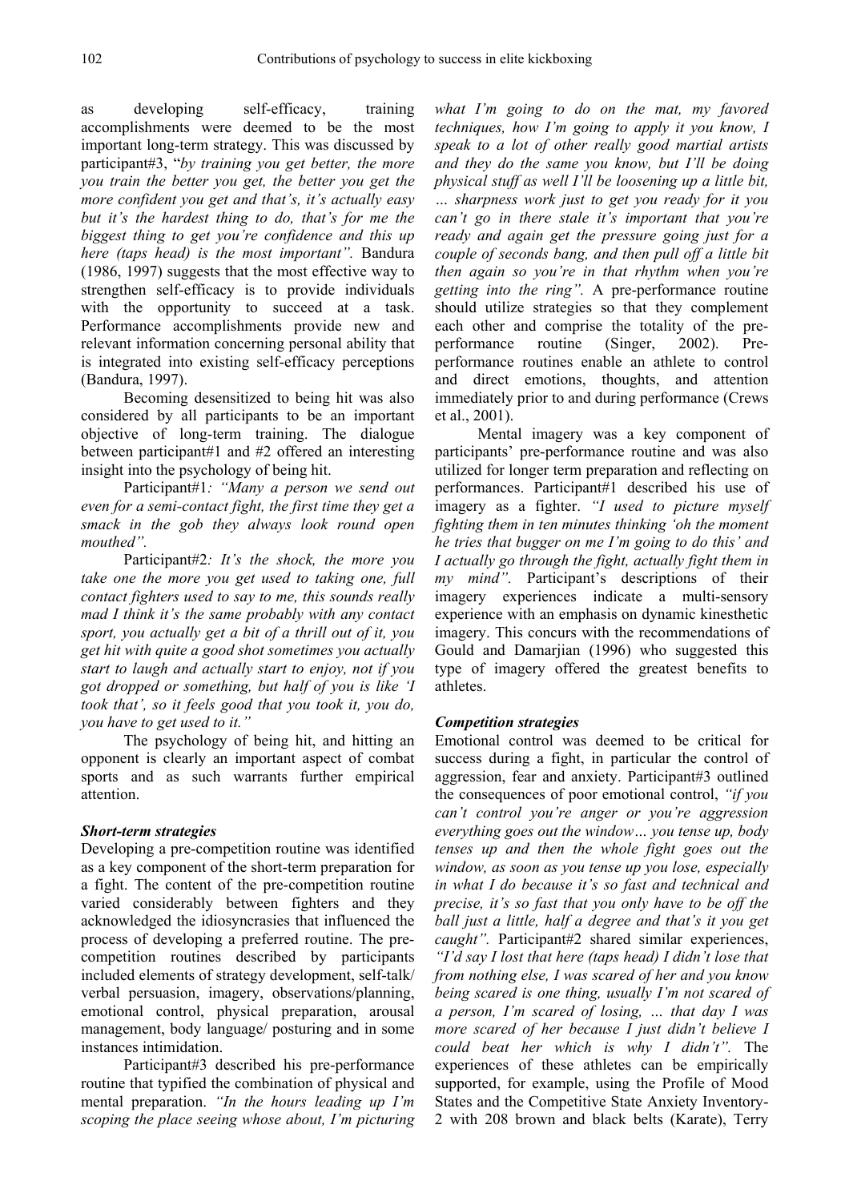as developing self-efficacy, training accomplishments were deemed to be the most important long-term strategy. This was discussed by participant#3, "*by training you get better, the more you train the better you get, the better you get the more confident you get and that's, it's actually easy but it's the hardest thing to do, that's for me the biggest thing to get you're confidence and this up here (taps head) is the most important".* Bandura (1986, 1997) suggests that the most effective way to strengthen self-efficacy is to provide individuals with the opportunity to succeed at a task. Performance accomplishments provide new and relevant information concerning personal ability that is integrated into existing self-efficacy perceptions (Bandura, 1997).

Becoming desensitized to being hit was also considered by all participants to be an important objective of long-term training. The dialogue between participant#1 and #2 offered an interesting insight into the psychology of being hit.

Participant#1*: "Many a person we send out even for a semi-contact fight, the first time they get a smack in the gob they always look round open mouthed".*

Participant#2*: It's the shock, the more you take one the more you get used to taking one, full contact fighters used to say to me, this sounds really mad I think it's the same probably with any contact sport, you actually get a bit of a thrill out of it, you get hit with quite a good shot sometimes you actually start to laugh and actually start to enjoy, not if you got dropped or something, but half of you is like 'I took that', so it feels good that you took it, you do, you have to get used to it."*

The psychology of being hit, and hitting an opponent is clearly an important aspect of combat sports and as such warrants further empirical attention.

### *Short-term strategies*

Developing a pre-competition routine was identified as a key component of the short-term preparation for a fight. The content of the pre-competition routine varied considerably between fighters and they acknowledged the idiosyncrasies that influenced the process of developing a preferred routine. The pre-competition routines described by participants included elements of strategy development, self-talk/ verbal persuasion, imagery, observations/planning, emotional control, physical preparation, arousal management, body language/ posturing and in some instances intimidation.

Participant#3 described his pre-performance routine that typified the combination of physical and mental preparation. *"In the hours leading up I'm scoping the place seeing whose about, I'm picturing what I'm going to do on the mat, my favored techniques, how I'm going to apply it you know, I speak to a lot of other really good martial artists and they do the same you know, but I'll be doing physical stuff as well I'll be loosening up a little bit, … sharpness work just to get you ready for it you can't go in there stale it's important that you're ready and again get the pressure going just for a couple of seconds bang, and then pull off a little bit then again so you're in that rhythm when you're getting into the ring".* A pre-performance routine should utilize strategies so that they complement each other and comprise the totality of the pre-performance routine (Singer, 2002). Pre-performance routines enable an athlete to control and direct emotions, thoughts, and attention immediately prior to and during performance (Crews et al., 2001).

Mental imagery was a key component of participants' pre-performance routine and was also utilized for longer term preparation and reflecting on performances. Participant#1 described his use of imagery as a fighter. *"I used to picture myself fighting them in ten minutes thinking 'oh the moment he tries that bugger on me I'm going to do this' and I actually go through the fight, actually fight them in my mind".* Participant's descriptions of their imagery experiences indicate a multi-sensory experience with an emphasis on dynamic kinesthetic imagery. This concurs with the recommendations of Gould and Damarjian (1996) who suggested this type of imagery offered the greatest benefits to athletes.

### *Competition strategies*

Emotional control was deemed to be critical for success during a fight, in particular the control of aggression, fear and anxiety. Participant#3 outlined the consequences of poor emotional control, *"if you can't control you're anger or you're aggression everything goes out the window… you tense up, body tenses up and then the whole fight goes out the window, as soon as you tense up you lose, especially in what I do because it's so fast and technical and precise, it's so fast that you only have to be off the ball just a little, half a degree and that's it you get caught".* Participant#2 shared similar experiences, *"I'd say I lost that here (taps head) I didn't lose that from nothing else, I was scared of her and you know being scared is one thing, usually I'm not scared of a person, I'm scared of losing, … that day I was more scared of her because I just didn't believe I could beat her which is why I didn't".* The experiences of these athletes can be empirically supported, for example, using the Profile of Mood States and the Competitive State Anxiety Inventory-2 with 208 brown and black belts (Karate), Terry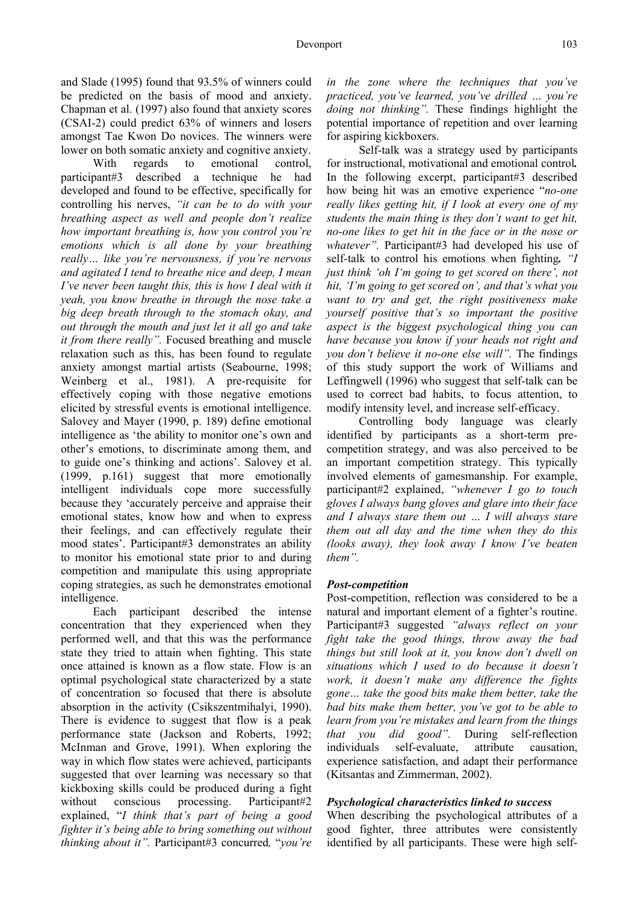and Slade (1995) found that 93.5% of winners could be predicted on the basis of mood and anxiety. Chapman et al. (1997) also found that anxiety scores (CSAI-2) could predict 63% of winners and losers amongst Tae Kwon Do novices. The winners were lower on both somatic anxiety and cognitive anxiety.

With regards to emotional control, participant#3 described a technique he had developed and found to be effective, specifically for controlling his nerves, *"it can be to do with your breathing aspect as well and people don't realize how important breathing is, how you control you're emotions which is all done by your breathing really… like you're nervousness, if you're nervous and agitated I tend to breathe nice and deep, I mean I've never been taught this, this is how I deal with it yeah, you know breathe in through the nose take a big deep breath through to the stomach okay, and out through the mouth and just let it all go and take it from there really".* Focused breathing and muscle relaxation such as this, has been found to regulate anxiety amongst martial artists (Seabourne, 1998; Weinberg et al., 1981). A pre-requisite for effectively coping with those negative emotions elicited by stressful events is emotional intelligence. Salovey and Mayer (1990, p. 189) define emotional intelligence as 'the ability to monitor one's own and other's emotions, to discriminate among them, and to guide one's thinking and actions'. Salovey et al. (1999, p.161) suggest that more emotionally intelligent individuals cope more successfully because they 'accurately perceive and appraise their emotional states, know how and when to express their feelings, and can effectively regulate their mood states'. Participant#3 demonstrates an ability to monitor his emotional state prior to and during competition and manipulate this using appropriate coping strategies, as such he demonstrates emotional intelligence.

Each participant described the intense concentration that they experienced when they performed well, and that this was the performance state they tried to attain when fighting. This state once attained is known as a flow state. Flow is an optimal psychological state characterized by a state of concentration so focused that there is absolute absorption in the activity (Csikszentmihalyi, 1990). There is evidence to suggest that flow is a peak performance state (Jackson and Roberts, 1992; McInman and Grove, 1991). When exploring the way in which flow states were achieved, participants suggested that over learning was necessary so that kickboxing skills could be produced during a fight without conscious processing. Participant#2 explained, "*I think that's part of being a good fighter it's being able to bring something out without thinking about it".* Participant#3 concurred*,* "*you're in the zone where the techniques that you've practiced, you've learned, you've drilled … you're doing not thinking".* These findings highlight the potential importance of repetition and over learning for aspiring kickboxers.

Self-talk was a strategy used by participants for instructional, motivational and emotional control**.** In the following excerpt, participant#3 described how being hit was an emotive experience "*no-one really likes getting hit, if I look at every one of my students the main thing is they don't want to get hit, no-one likes to get hit in the face or in the nose or whatever".* Participant#3 had developed his use of self-talk to control his emotions when fighting*. "I just think 'oh I'm going to get scored on there', not hit, 'I'm going to get scored on', and that's what you want to try and get, the right positiveness make yourself positive that's so important the positive aspect is the biggest psychological thing you can have because you know if your heads not right and you don't believe it no-one else will".* The findings of this study support the work of Williams and Leffingwell (1996) who suggest that self-talk can be used to correct bad habits, to focus attention, to modify intensity level, and increase self-efficacy.

Controlling body language was clearly identified by participants as a short-term pre-competition strategy, and was also perceived to be an important competition strategy. This typically involved elements of gamesmanship. For example, participant#2 explained, *"whenever I go to touch gloves I always bang gloves and glare into their face and I always stare them out … I will always stare them out all day and the time when they do this (looks away), they look away I know I've beaten them".*

#### *Post-competition*

Post-competition, reflection was considered to be a natural and important element of a fighter's routine. Participant#3 suggested *"always reflect on your fight take the good things, throw away the bad things but still look at it, you know don't dwell on situations which I used to do because it doesn't work, it doesn't make any difference the fights gone… take the good bits make them better, take the bad bits make them better, you've got to be able to learn from you're mistakes and learn from the things that you did good".* During self-reflection individuals self-evaluate, attribute causation, experience satisfaction, and adapt their performance (Kitsantas and Zimmerman, 2002).

#### *Psychological characteristics linked to success*

When describing the psychological attributes of a good fighter, three attributes were consistently identified by all participants. These were high self-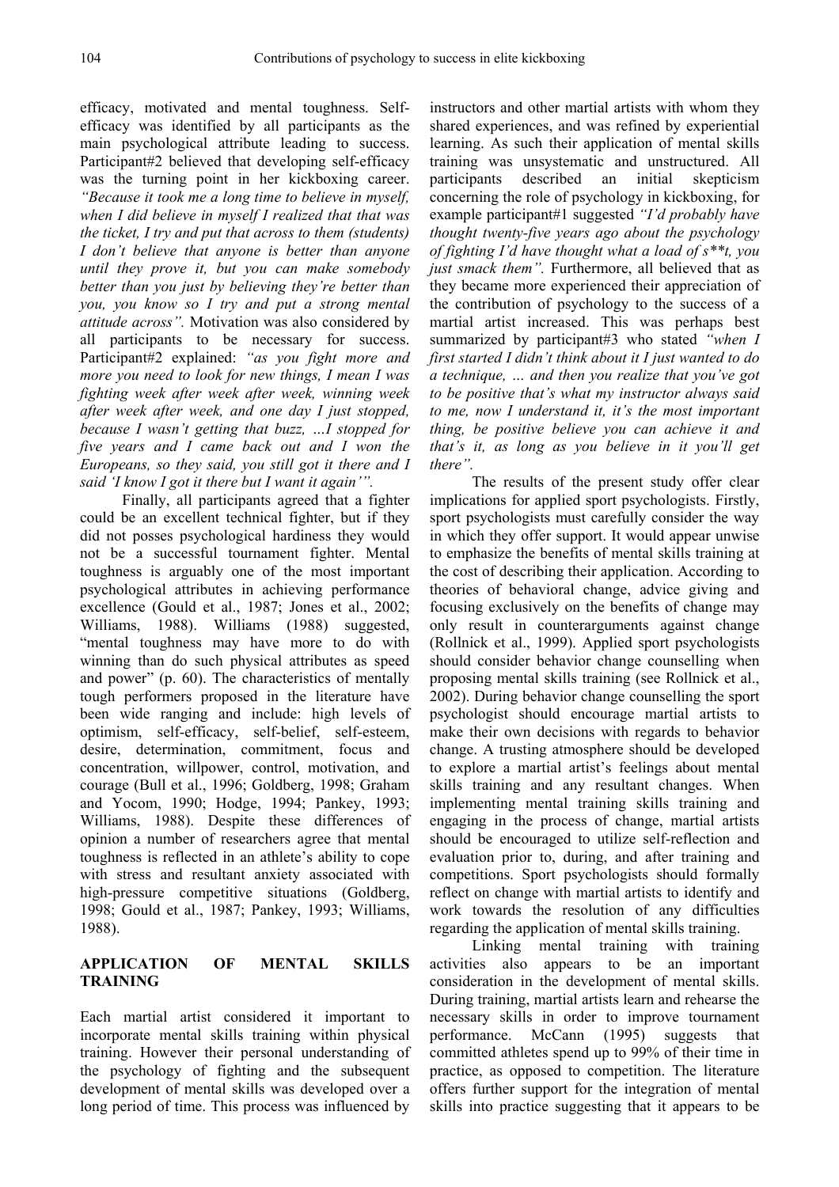efficacy, motivated and mental toughness. Self-efficacy was identified by all participants as the main psychological attribute leading to success. Participant#2 believed that developing self-efficacy was the turning point in her kickboxing career. *"Because it took me a long time to believe in myself, when I did believe in myself I realized that that was the ticket, I try and put that across to them (students) I don't believe that anyone is better than anyone until they prove it, but you can make somebody better than you just by believing they're better than you, you know so I try and put a strong mental attitude across".* Motivation was also considered by all participants to be necessary for success. Participant#2 explained: *"as you fight more and more you need to look for new things, I mean I was fighting week after week after week, winning week after week after week, and one day I just stopped, because I wasn't getting that buzz, …I stopped for five years and I came back out and I won the Europeans, so they said, you still got it there and I said 'I know I got it there but I want it again'".*

Finally, all participants agreed that a fighter could be an excellent technical fighter, but if they did not posses psychological hardiness they would not be a successful tournament fighter. Mental toughness is arguably one of the most important psychological attributes in achieving performance excellence (Gould et al., 1987; Jones et al., 2002; Williams, 1988). Williams (1988) suggested, "mental toughness may have more to do with winning than do such physical attributes as speed and power" (p. 60). The characteristics of mentally tough performers proposed in the literature have been wide ranging and include: high levels of optimism, self-efficacy, self-belief, self-esteem, desire, determination, commitment, focus and concentration, willpower, control, motivation, and courage (Bull et al., 1996; Goldberg, 1998; Graham and Yocom, 1990; Hodge, 1994; Pankey, 1993; Williams, 1988). Despite these differences of opinion a number of researchers agree that mental toughness is reflected in an athlete's ability to cope with stress and resultant anxiety associated with high-pressure competitive situations (Goldberg, 1998; Gould et al., 1987; Pankey, 1993; Williams, 1988).

## APPLICATION OF MENTAL SKILLS TRAINING

Each martial artist considered it important to incorporate mental skills training within physical training. However their personal understanding of the psychology of fighting and the subsequent development of mental skills was developed over a long period of time. This process was influenced by instructors and other martial artists with whom they shared experiences, and was refined by experiential learning. As such their application of mental skills training was unsystematic and unstructured. All participants described an initial skepticism concerning the role of psychology in kickboxing, for example participant#1 suggested *"I'd probably have thought twenty-five years ago about the psychology of fighting I'd have thought what a load of s\*\*t, you just smack them".* Furthermore, all believed that as they became more experienced their appreciation of the contribution of psychology to the success of a martial artist increased. This was perhaps best summarized by participant#3 who stated *"when I first started I didn't think about it I just wanted to do a technique, … and then you realize that you've got to be positive that's what my instructor always said to me, now I understand it, it's the most important thing, be positive believe you can achieve it and that's it, as long as you believe in it you'll get there".*

The results of the present study offer clear implications for applied sport psychologists. Firstly, sport psychologists must carefully consider the way in which they offer support. It would appear unwise to emphasize the benefits of mental skills training at the cost of describing their application. According to theories of behavioral change, advice giving and focusing exclusively on the benefits of change may only result in counterarguments against change (Rollnick et al., 1999). Applied sport psychologists should consider behavior change counselling when proposing mental skills training (see Rollnick et al., 2002). During behavior change counselling the sport psychologist should encourage martial artists to make their own decisions with regards to behavior change. A trusting atmosphere should be developed to explore a martial artist's feelings about mental skills training and any resultant changes. When implementing mental training skills training and engaging in the process of change, martial artists should be encouraged to utilize self-reflection and evaluation prior to, during, and after training and competitions. Sport psychologists should formally reflect on change with martial artists to identify and work towards the resolution of any difficulties regarding the application of mental skills training.

Linking mental training with training activities also appears to be an important consideration in the development of mental skills. During training, martial artists learn and rehearse the necessary skills in order to improve tournament performance. McCann (1995) suggests that committed athletes spend up to 99% of their time in practice, as opposed to competition. The literature offers further support for the integration of mental skills into practice suggesting that it appears to be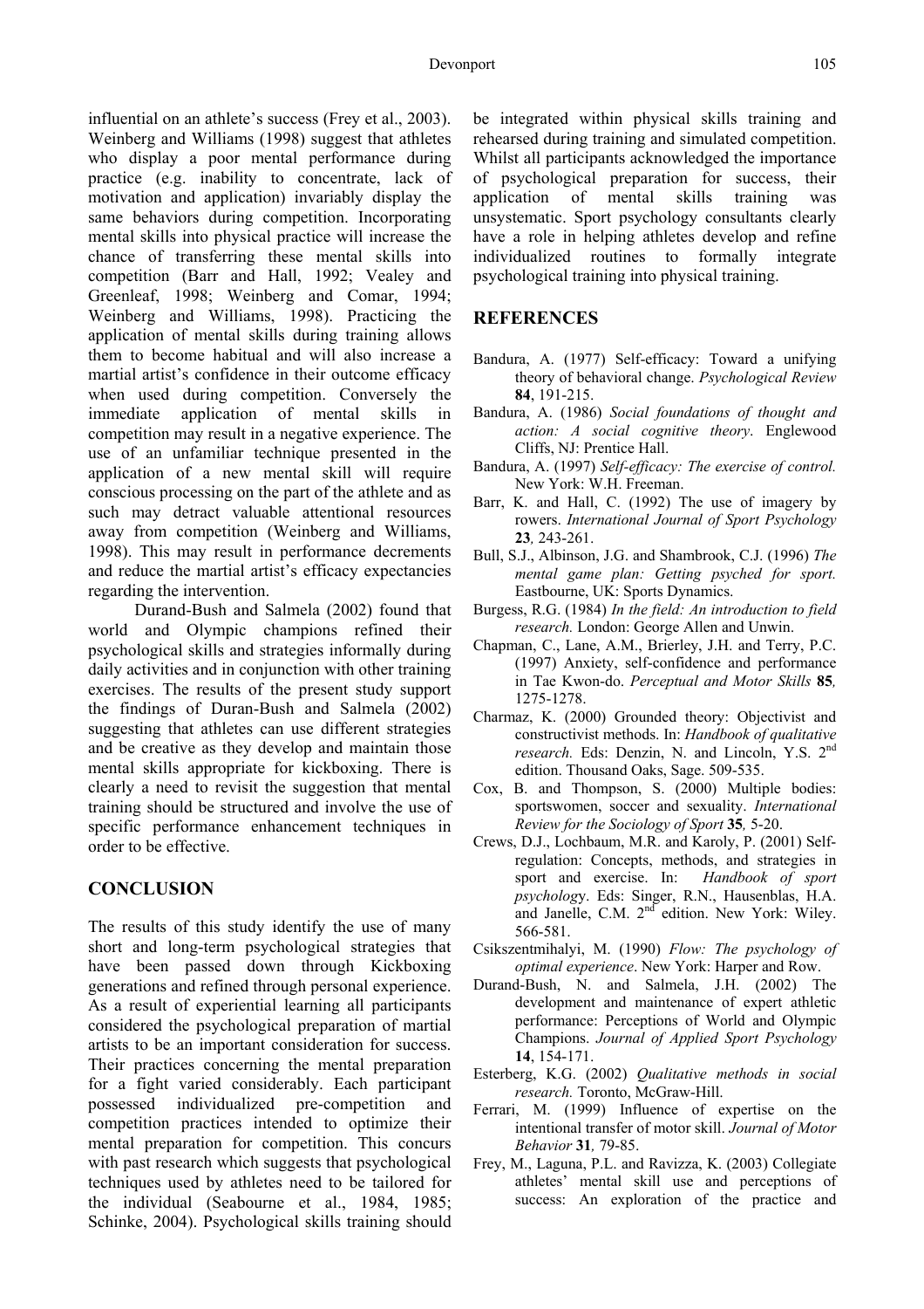influential on an athlete's success (Frey et al., 2003). Weinberg and Williams (1998) suggest that athletes who display a poor mental performance during practice (e.g. inability to concentrate, lack of motivation and application) invariably display the same behaviors during competition. Incorporating mental skills into physical practice will increase the chance of transferring these mental skills into competition (Barr and Hall, 1992; Vealey and Greenleaf, 1998; Weinberg and Comar, 1994; Weinberg and Williams, 1998). Practicing the application of mental skills during training allows them to become habitual and will also increase a martial artist's confidence in their outcome efficacy when used during competition. Conversely the immediate application of mental skills in competition may result in a negative experience. The use of an unfamiliar technique presented in the application of a new mental skill will require conscious processing on the part of the athlete and as such may detract valuable attentional resources away from competition (Weinberg and Williams, 1998). This may result in performance decrements and reduce the martial artist's efficacy expectancies regarding the intervention.

Durand-Bush and Salmela (2002) found that world and Olympic champions refined their psychological skills and strategies informally during daily activities and in conjunction with other training exercises. The results of the present study support the findings of Duran-Bush and Salmela (2002) suggesting that athletes can use different strategies and be creative as they develop and maintain those mental skills appropriate for kickboxing. There is clearly a need to revisit the suggestion that mental training should be structured and involve the use of specific performance enhancement techniques in order to be effective.

## CONCLUSION

The results of this study identify the use of many short and long-term psychological strategies that have been passed down through Kickboxing generations and refined through personal experience. As a result of experiential learning all participants considered the psychological preparation of martial artists to be an important consideration for success. Their practices concerning the mental preparation for a fight varied considerably. Each participant possessed individualized pre-competition and competition practices intended to optimize their mental preparation for competition. This concurs with past research which suggests that psychological techniques used by athletes need to be tailored for the individual (Seabourne et al., 1984, 1985; Schinke, 2004). Psychological skills training should be integrated within physical skills training and rehearsed during training and simulated competition. Whilst all participants acknowledged the importance of psychological preparation for success, their application of mental skills training was unsystematic. Sport psychology consultants clearly have a role in helping athletes develop and refine individualized routines to formally integrate psychological training into physical training.

## REFERENCES

Bandura, A. (1977) Self-efficacy: Toward a unifying theory of behavioral change. *Psychological Review* **84**, 191-215.

Bandura, A. (1986) *Social foundations of thought and action: A social cognitive theory*. Englewood Cliffs, NJ: Prentice Hall.

Bandura, A. (1997) *Self-efficacy: The exercise of control.* New York: W.H. Freeman.

Barr, K. and Hall, C. (1992) The use of imagery by rowers. *International Journal of Sport Psychology* **23***,* 243-261.

Bull, S.J., Albinson, J.G. and Shambrook, C.J. (1996) *The mental game plan: Getting psyched for sport.* Eastbourne, UK: Sports Dynamics.

Burgess, R.G. (1984) *In the field: An introduction to field research.* London: George Allen and Unwin.

Chapman, C., Lane, A.M., Brierley, J.H. and Terry, P.C. (1997) Anxiety, self-confidence and performance in Tae Kwon-do. *Perceptual and Motor Skills* **85***,* 1275-1278.

Charmaz, K. (2000) Grounded theory: Objectivist and constructivist methods. In: *Handbook of qualitative research.* Eds: Denzin, N. and Lincoln, Y.S. 2nd edition. Thousand Oaks, Sage. 509-535.

Cox, B. and Thompson, S. (2000) Multiple bodies: sportswomen, soccer and sexuality. *International Review for the Sociology of Sport* **35***,* 5-20.

Crews, D.J., Lochbaum, M.R. and Karoly, P. (2001) Self-regulation: Concepts, methods, and strategies in sport and exercise. In: *Handbook of sport psychology*. Eds: Singer, R.N., Hausenblas, H.A. and Janelle, C.M. 2nd edition. New York: Wiley. 566-581.

Csikszentmihalyi, M. (1990) *Flow: The psychology of optimal experience*. New York: Harper and Row.

Durand-Bush, N. and Salmela, J.H. (2002) The development and maintenance of expert athletic performance: Perceptions of World and Olympic Champions. *Journal of Applied Sport Psychology* **14**, 154-171.

Esterberg, K.G. (2002) *Qualitative methods in social research.* Toronto, McGraw-Hill.

Ferrari, M. (1999) Influence of expertise on the intentional transfer of motor skill. *Journal of Motor Behavior* **31***,* 79-85.

Frey, M., Laguna, P.L. and Ravizza, K. (2003) Collegiate athletes' mental skill use and perceptions of success: An exploration of the practice and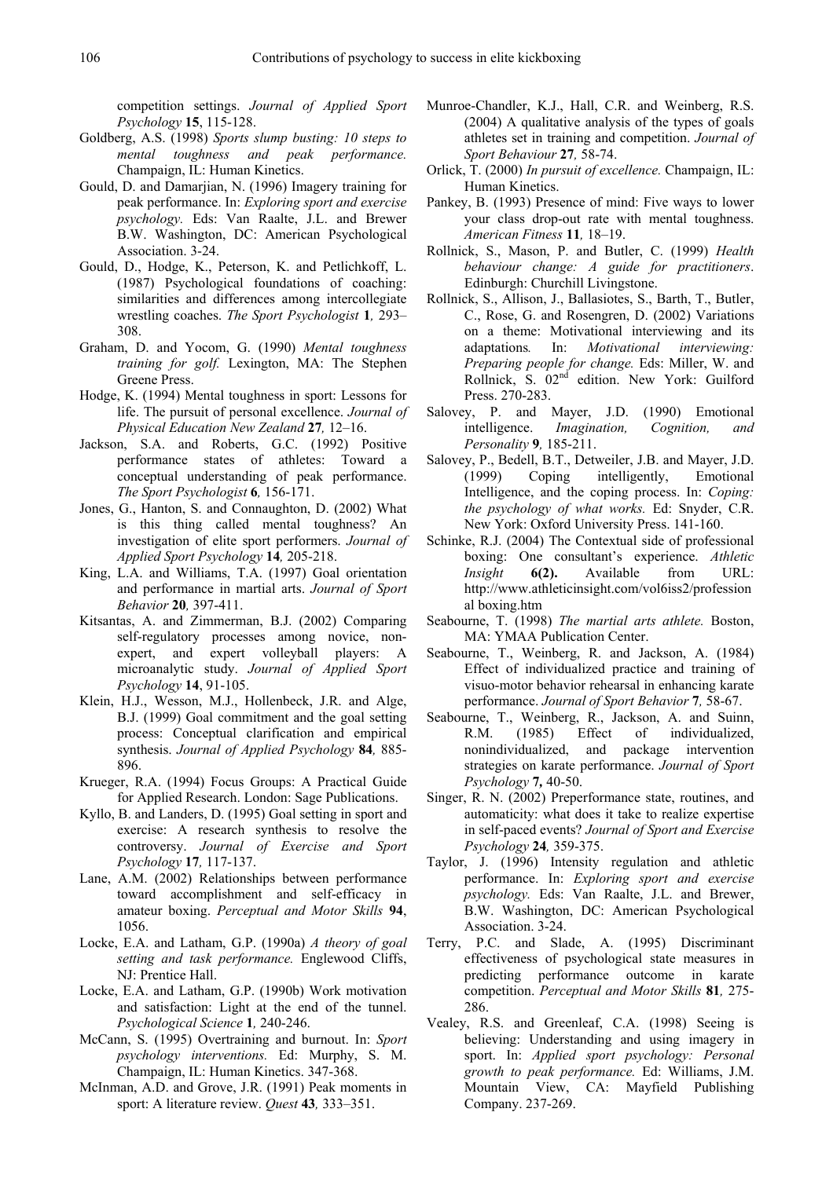competition settings. *Journal of Applied Sport Psychology* **15**, 115-128.

Goldberg, A.S. (1998) *Sports slump busting: 10 steps to mental toughness and peak performance.* Champaign, IL: Human Kinetics.

Gould, D. and Damarjian, N. (1996) Imagery training for peak performance. In: *Exploring sport and exercise psychology.* Eds: Van Raalte, J.L. and Brewer B.W. Washington, DC: American Psychological Association. 3-24.

Gould, D., Hodge, K., Peterson, K. and Petlichkoff, L. (1987) Psychological foundations of coaching: similarities and differences among intercollegiate wrestling coaches. *The Sport Psychologist* **1***,* 293–308.

Graham, D. and Yocom, G. (1990) *Mental toughness training for golf.* Lexington, MA: The Stephen Greene Press.

Hodge, K. (1994) Mental toughness in sport: Lessons for life. The pursuit of personal excellence. *Journal of Physical Education New Zealand* **27***,* 12–16.

Jackson, S.A. and Roberts, G.C. (1992) Positive performance states of athletes: Toward a conceptual understanding of peak performance. *The Sport Psychologist* **6***,* 156-171.

Jones, G., Hanton, S. and Connaughton, D. (2002) What is this thing called mental toughness? An investigation of elite sport performers. *Journal of Applied Sport Psychology* **14***,* 205-218.

King, L.A. and Williams, T.A. (1997) Goal orientation and performance in martial arts. *Journal of Sport Behavior* **20***,* 397-411.

Kitsantas, A. and Zimmerman, B.J. (2002) Comparing self-regulatory processes among novice, non-expert, and expert volleyball players: A microanalytic study. *Journal of Applied Sport Psychology* **14**, 91-105.

Klein, H.J., Wesson, M.J., Hollenbeck, J.R. and Alge, B.J. (1999) Goal commitment and the goal setting process: Conceptual clarification and empirical synthesis. *Journal of Applied Psychology* **84***,* 885-896.

Krueger, R.A. (1994) Focus Groups: A Practical Guide for Applied Research. London: Sage Publications.

Kyllo, B. and Landers, D. (1995) Goal setting in sport and exercise: A research synthesis to resolve the controversy. *Journal of Exercise and Sport Psychology* **17***,* 117-137.

Lane, A.M. (2002) Relationships between performance toward accomplishment and self-efficacy in amateur boxing. *Perceptual and Motor Skills* **94**, 1056.

Locke, E.A. and Latham, G.P. (1990a) *A theory of goal setting and task performance.* Englewood Cliffs, NJ: Prentice Hall.

Locke, E.A. and Latham, G.P. (1990b) Work motivation and satisfaction: Light at the end of the tunnel. *Psychological Science* **1***,* 240-246.

McCann, S. (1995) Overtraining and burnout. In: *Sport psychology interventions.* Ed: Murphy, S. M. Champaign, IL: Human Kinetics. 347-368.

McInman, A.D. and Grove, J.R. (1991) Peak moments in sport: A literature review. *Quest* **43***,* 333–351.

Munroe-Chandler, K.J., Hall, C.R. and Weinberg, R.S. (2004) A qualitative analysis of the types of goals athletes set in training and competition. *Journal of Sport Behaviour* **27***,* 58-74.

Orlick, T. (2000) *In pursuit of excellence.* Champaign, IL: Human Kinetics.

Pankey, B. (1993) Presence of mind: Five ways to lower your class drop-out rate with mental toughness. *American Fitness* **11***,* 18–19.

Rollnick, S., Mason, P. and Butler, C. (1999) *Health behaviour change: A guide for practitioners*. Edinburgh: Churchill Livingstone.

Rollnick, S., Allison, J., Ballasiotes, S., Barth, T., Butler, C., Rose, G. and Rosengren, D. (2002) Variations on a theme: Motivational interviewing and its adaptations*.* In: *Motivational interviewing: Preparing people for change.* Eds: Miller, W. and Rollnick, S. 02nd edition. New York: Guilford Press. 270-283.

Salovey, P. and Mayer, J.D. (1990) Emotional intelligence. *Imagination, Cognition, and Personality* **9***,* 185-211.

Salovey, P., Bedell, B.T., Detweiler, J.B. and Mayer, J.D. (1999) Coping intelligently, Emotional Intelligence, and the coping process. In: *Coping: the psychology of what works.* Ed: Snyder, C.R. New York: Oxford University Press. 141-160.

Schinke, R.J. (2004) The Contextual side of professional boxing: One consultant's experience. *Athletic Insight* **6(2).** Available from URL: http://www.athleticinsight.com/vol6iss2/professional boxing.htm

Seabourne, T. (1998) *The martial arts athlete.* Boston, MA: YMAA Publication Center.

Seabourne, T., Weinberg, R. and Jackson, A. (1984) Effect of individualized practice and training of visuo-motor behavior rehearsal in enhancing karate performance. *Journal of Sport Behavior* **7***,* 58-67.

Seabourne, T., Weinberg, R., Jackson, A. and Suinn, R.M. (1985) Effect of individualized, nonindividualized, and package intervention strategies on karate performance. *Journal of Sport Psychology* **7,** 40-50.

Singer, R. N. (2002) Preperformance state, routines, and automaticity: what does it take to realize expertise in self-paced events? *Journal of Sport and Exercise Psychology* **24***,* 359-375.

Taylor, J. (1996) Intensity regulation and athletic performance. In: *Exploring sport and exercise psychology.* Eds: Van Raalte, J.L. and Brewer, B.W. Washington, DC: American Psychological Association. 3-24.

Terry, P.C. and Slade, A. (1995) Discriminant effectiveness of psychological state measures in predicting performance outcome in karate competition. *Perceptual and Motor Skills* **81***,* 275-286.

Vealey, R.S. and Greenleaf, C.A. (1998) Seeing is believing: Understanding and using imagery in sport. In: *Applied sport psychology: Personal growth to peak performance.* Ed: Williams, J.M. Mountain View, CA: Mayfield Publishing Company. 237-269.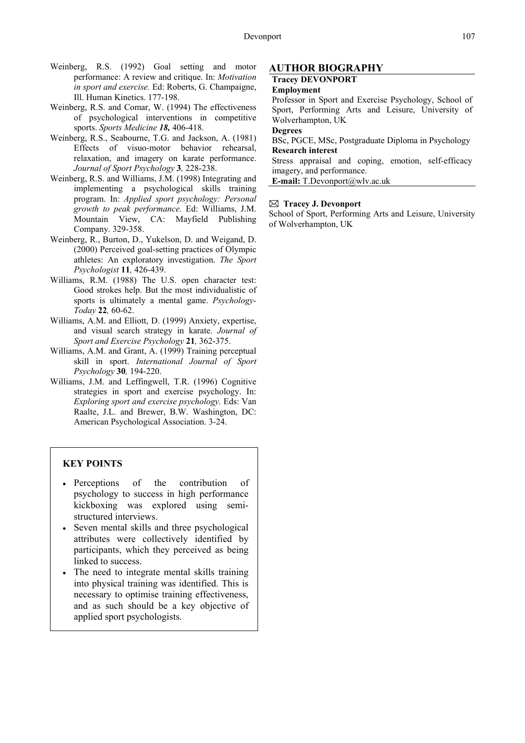Weinberg, R.S. (1992) Goal setting and motor performance: A review and critique. In: *Motivation in sport and exercise.* Ed: Roberts, G. Champaigne, Ill. Human Kinetics. 177-198.

Weinberg, R.S. and Comar, W. (1994) The effectiveness of psychological interventions in competitive sports. *Sports Medicine* ***18,*** 406-418.

Weinberg, R.S., Seabourne, T.G. and Jackson, A. (1981) Effects of visuo-motor behavior rehearsal, relaxation, and imagery on karate performance. *Journal of Sport Psychology* **3***,* 228-238.

Weinberg, R.S. and Williams, J.M. (1998) Integrating and implementing a psychological skills training program. In: *Applied sport psychology: Personal growth to peak performance.* Ed: Williams, J.M. Mountain View, CA: Mayfield Publishing Company. 329-358.

Weinberg, R., Burton, D., Yukelson, D. and Weigand, D. (2000) Perceived goal-setting practices of Olympic athletes: An exploratory investigation. *The Sport Psychologist* **11***,* 426-439.

Williams, R.M. (1988) The U.S. open character test: Good strokes help. But the most individualistic of sports is ultimately a mental game. *Psychology-Today* **22***,* 60-62.

Williams, A.M. and Elliott, D. (1999) Anxiety, expertise, and visual search strategy in karate. *Journal of Sport and Exercise Psychology* **21***,* 362-375.

Williams, A.M. and Grant, A. (1999) Training perceptual skill in sport. *International Journal of Sport Psychology* **30***,* 194-220.

Williams, J.M. and Leffingwell, T.R. (1996) Cognitive strategies in sport and exercise psychology. In: *Exploring sport and exercise psychology.* Eds: Van Raalte, J.L. and Brewer, B.W. Washington, DC: American Psychological Association. 3-24.

### KEY POINTS

- Perceptions of the contribution of psychology to success in high performance kickboxing was explored using semi-structured interviews.
- Seven mental skills and three psychological attributes were collectively identified by participants, which they perceived as being linked to success.
- The need to integrate mental skills training into physical training was identified. This is necessary to optimise training effectiveness, and as such should be a key objective of applied sport psychologists.

## AUTHOR BIOGRAPHY

**Tracey DEVONPORT**

**Employment**

Professor in Sport and Exercise Psychology, School of Sport, Performing Arts and Leisure, University of Wolverhampton, UK

**Degrees**

BSc, PGCE, MSc, Postgraduate Diploma in Psychology

**Research interest**

Stress appraisal and coping, emotion, self-efficacy imagery, and performance.

**E-mail:** T.Devonport@wlv.ac.uk

✉ **Tracey J. Devonport**

School of Sport, Performing Arts and Leisure, University of Wolverhampton, UK